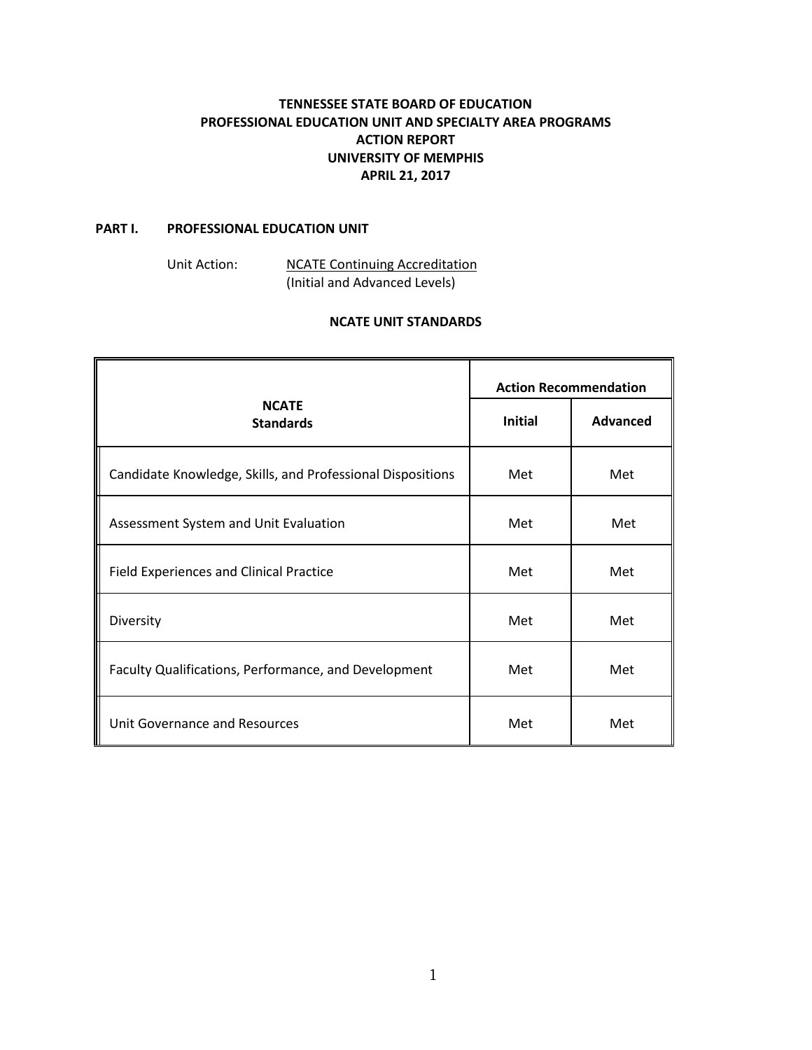# TENNESSEE STATE BOARD OF EDUCATION
# PROFESSIONAL EDUCATION UNIT AND SPECIALTY AREA PROGRAMS
# ACTION REPORT
# UNIVERSITY OF MEMPHIS
# APRIL 21, 2017

## PART I. PROFESSIONAL EDUCATION UNIT

Unit Action: NCATE Continuing Accreditation
(Initial and Advanced Levels)

### NCATE UNIT STANDARDS

| NCATE Standards | Action Recommendation | |
|---|---|---|
| | **Initial** | **Advanced** |
| Candidate Knowledge, Skills, and Professional Dispositions | Met | Met |
| Assessment System and Unit Evaluation | Met | Met |
| Field Experiences and Clinical Practice | Met | Met |
| Diversity | Met | Met |
| Faculty Qualifications, Performance, and Development | Met | Met |
| Unit Governance and Resources | Met | Met |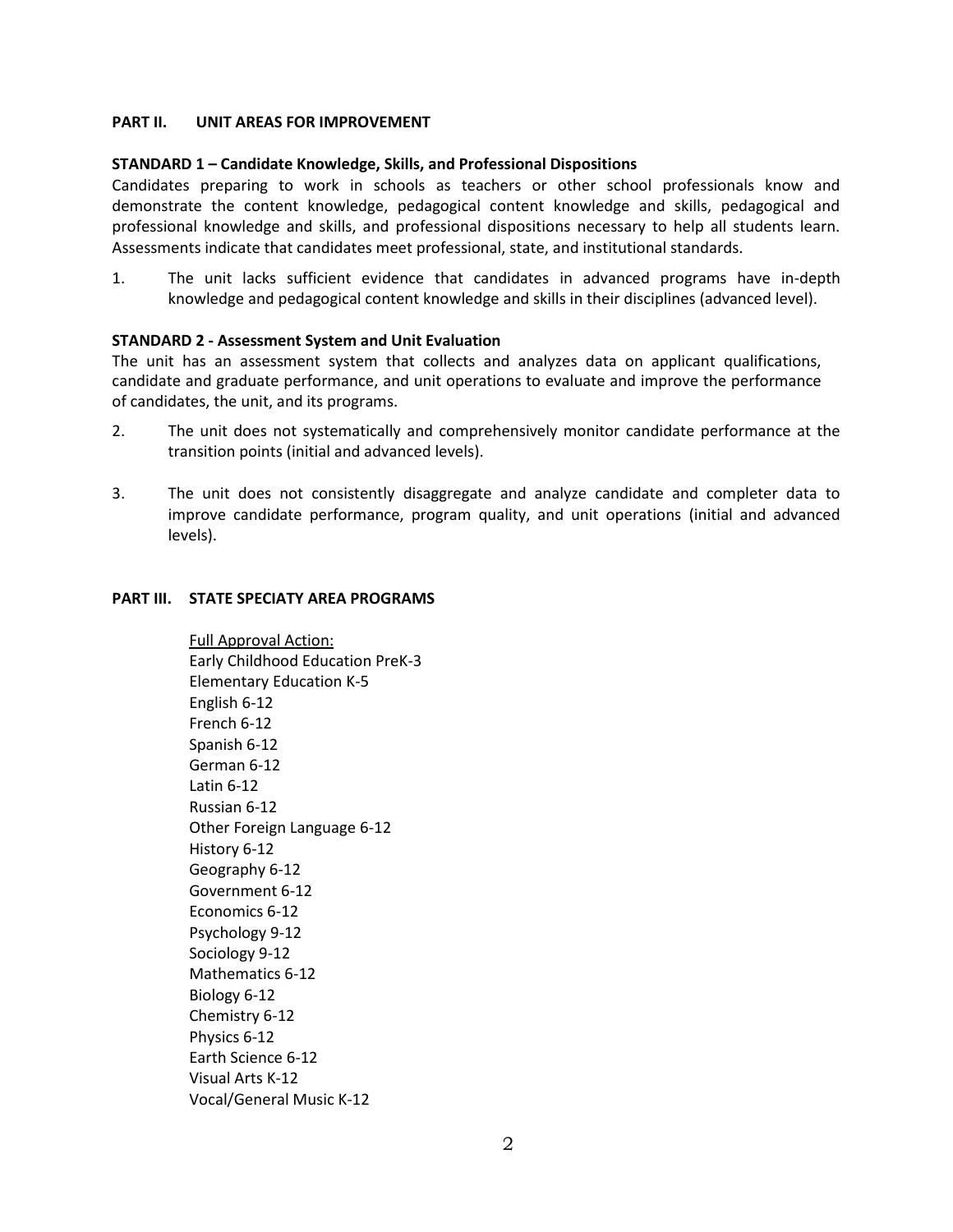## PART II. UNIT AREAS FOR IMPROVEMENT

### STANDARD 1 – Candidate Knowledge, Skills, and Professional Dispositions

Candidates preparing to work in schools as teachers or other school professionals know and demonstrate the content knowledge, pedagogical content knowledge and skills, pedagogical and professional knowledge and skills, and professional dispositions necessary to help all students learn. Assessments indicate that candidates meet professional, state, and institutional standards.

1. The unit lacks sufficient evidence that candidates in advanced programs have in-depth knowledge and pedagogical content knowledge and skills in their disciplines (advanced level).

### STANDARD 2 - Assessment System and Unit Evaluation

The unit has an assessment system that collects and analyzes data on applicant qualifications, candidate and graduate performance, and unit operations to evaluate and improve the performance of candidates, the unit, and its programs.

2. The unit does not systematically and comprehensively monitor candidate performance at the transition points (initial and advanced levels).

3. The unit does not consistently disaggregate and analyze candidate and completer data to improve candidate performance, program quality, and unit operations (initial and advanced levels).

## PART III. STATE SPECIATY AREA PROGRAMS

Full Approval Action:

Early Childhood Education PreK-3
Elementary Education K-5
English 6-12
French 6-12
Spanish 6-12
German 6-12
Latin 6-12
Russian 6-12
Other Foreign Language 6-12
History 6-12
Geography 6-12
Government 6-12
Economics 6-12
Psychology 9-12
Sociology 9-12
Mathematics 6-12
Biology 6-12
Chemistry 6-12
Physics 6-12
Earth Science 6-12
Visual Arts K-12
Vocal/General Music K-12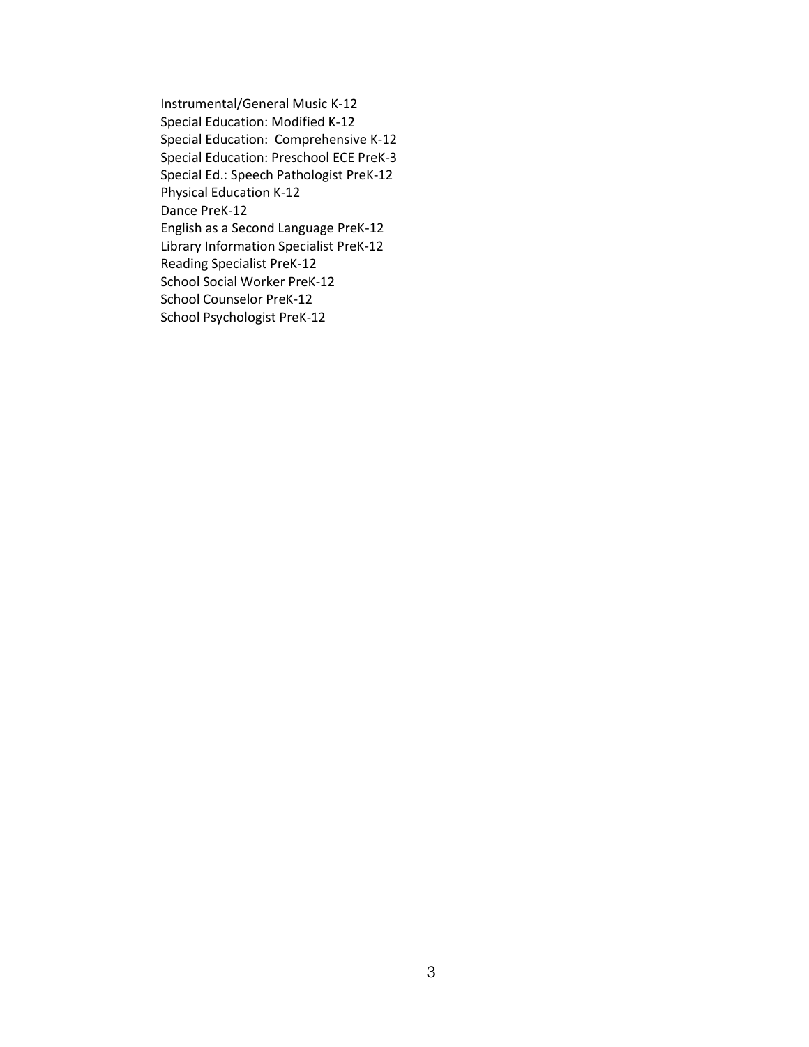Instrumental/General Music K-12
Special Education: Modified K-12
Special Education: Comprehensive K-12
Special Education: Preschool ECE PreK-3
Special Ed.: Speech Pathologist PreK-12
Physical Education K-12
Dance PreK-12
English as a Second Language PreK-12
Library Information Specialist PreK-12
Reading Specialist PreK-12
School Social Worker PreK-12
School Counselor PreK-12
School Psychologist PreK-12